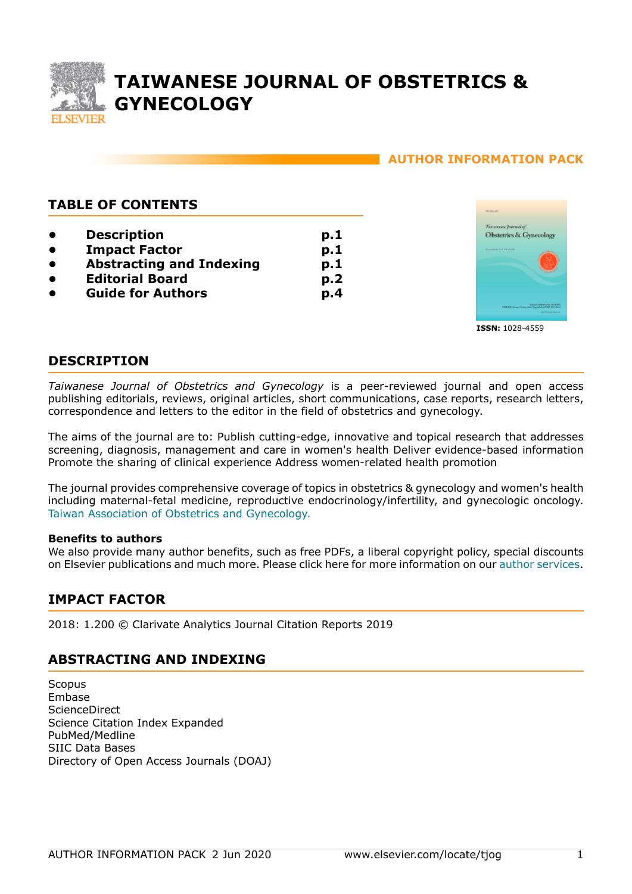# TAIWANESE JOURNAL OF OBSTETRICS & GYNECOLOGY

**AUTHOR INFORMATION PACK**

## TABLE OF CONTENTS

- **Description** **p.1**
- **Impact Factor** **p.1**
- **Abstracting and Indexing** **p.1**
- **Editorial Board** **p.2**
- **Guide for Authors** **p.4**

**ISSN:** 1028-4559

## DESCRIPTION

*Taiwanese Journal of Obstetrics and Gynecology* is a peer-reviewed journal and open access publishing editorials, reviews, original articles, short communications, case reports, research letters, correspondence and letters to the editor in the field of obstetrics and gynecology.

The aims of the journal are to: Publish cutting-edge, innovative and topical research that addresses screening, diagnosis, management and care in women's health Deliver evidence-based information Promote the sharing of clinical experience Address women-related health promotion

The journal provides comprehensive coverage of topics in obstetrics & gynecology and women's health including maternal-fetal medicine, reproductive endocrinology/infertility, and gynecologic oncology. Taiwan Association of Obstetrics and Gynecology.

**Benefits to authors**
We also provide many author benefits, such as free PDFs, a liberal copyright policy, special discounts on Elsevier publications and much more. Please click here for more information on our author services.

## IMPACT FACTOR

2018: 1.200 © Clarivate Analytics Journal Citation Reports 2019

## ABSTRACTING AND INDEXING

Scopus
Embase
ScienceDirect
Science Citation Index Expanded
PubMed/Medline
SIIC Data Bases
Directory of Open Access Journals (DOAJ)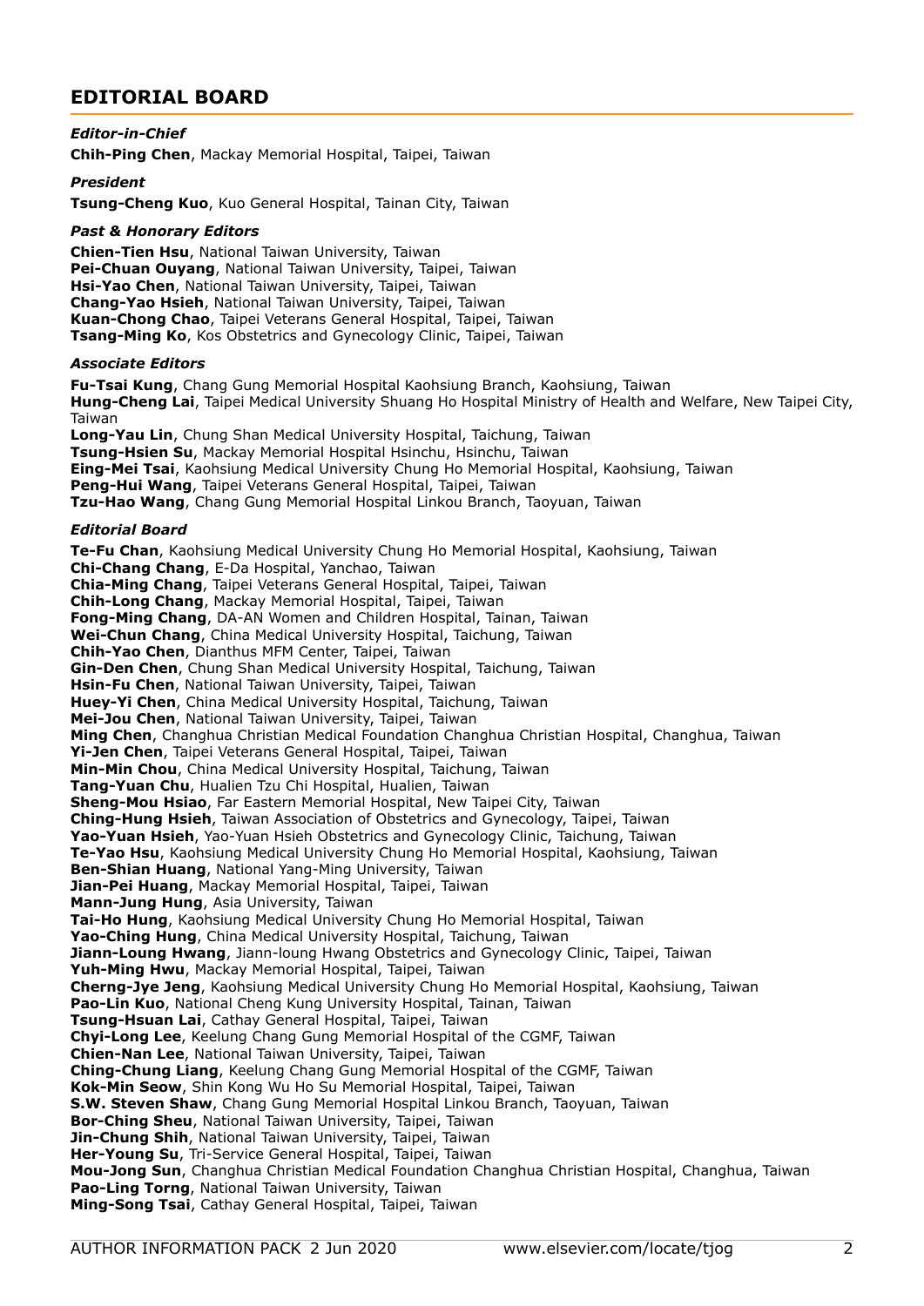# EDITORIAL BOARD

***Editor-in-Chief***

**Chih-Ping Chen**, Mackay Memorial Hospital, Taipei, Taiwan

***President***

**Tsung-Cheng Kuo**, Kuo General Hospital, Tainan City, Taiwan

***Past & Honorary Editors***

**Chien-Tien Hsu**, National Taiwan University, Taiwan
**Pei-Chuan Ouyang**, National Taiwan University, Taipei, Taiwan
**Hsi-Yao Chen**, National Taiwan University, Taipei, Taiwan
**Chang-Yao Hsieh**, National Taiwan University, Taipei, Taiwan
**Kuan-Chong Chao**, Taipei Veterans General Hospital, Taipei, Taiwan
**Tsang-Ming Ko**, Kos Obstetrics and Gynecology Clinic, Taipei, Taiwan

***Associate Editors***

**Fu-Tsai Kung**, Chang Gung Memorial Hospital Kaohsiung Branch, Kaohsiung, Taiwan
**Hung-Cheng Lai**, Taipei Medical University Shuang Ho Hospital Ministry of Health and Welfare, New Taipei City, Taiwan
**Long-Yau Lin**, Chung Shan Medical University Hospital, Taichung, Taiwan
**Tsung-Hsien Su**, Mackay Memorial Hospital Hsinchu, Hsinchu, Taiwan
**Eing-Mei Tsai**, Kaohsiung Medical University Chung Ho Memorial Hospital, Kaohsiung, Taiwan
**Peng-Hui Wang**, Taipei Veterans General Hospital, Taipei, Taiwan
**Tzu-Hao Wang**, Chang Gung Memorial Hospital Linkou Branch, Taoyuan, Taiwan

***Editorial Board***

**Te-Fu Chan**, Kaohsiung Medical University Chung Ho Memorial Hospital, Kaohsiung, Taiwan
**Chi-Chang Chang**, E-Da Hospital, Yanchao, Taiwan
**Chia-Ming Chang**, Taipei Veterans General Hospital, Taipei, Taiwan
**Chih-Long Chang**, Mackay Memorial Hospital, Taipei, Taiwan
**Fong-Ming Chang**, DA-AN Women and Children Hospital, Tainan, Taiwan
**Wei-Chun Chang**, China Medical University Hospital, Taichung, Taiwan
**Chih-Yao Chen**, Dianthus MFM Center, Taipei, Taiwan
**Gin-Den Chen**, Chung Shan Medical University Hospital, Taichung, Taiwan
**Hsin-Fu Chen**, National Taiwan University, Taipei, Taiwan
**Huey-Yi Chen**, China Medical University Hospital, Taichung, Taiwan
**Mei-Jou Chen**, National Taiwan University, Taipei, Taiwan
**Ming Chen**, Changhua Christian Medical Foundation Changhua Christian Hospital, Changhua, Taiwan
**Yi-Jen Chen**, Taipei Veterans General Hospital, Taipei, Taiwan
**Min-Min Chou**, China Medical University Hospital, Taichung, Taiwan
**Tang-Yuan Chu**, Hualien Tzu Chi Hospital, Hualien, Taiwan
**Sheng-Mou Hsiao**, Far Eastern Memorial Hospital, New Taipei City, Taiwan
**Ching-Hung Hsieh**, Taiwan Association of Obstetrics and Gynecology, Taipei, Taiwan
**Yao-Yuan Hsieh**, Yao-Yuan Hsieh Obstetrics and Gynecology Clinic, Taichung, Taiwan
**Te-Yao Hsu**, Kaohsiung Medical University Chung Ho Memorial Hospital, Kaohsiung, Taiwan
**Ben-Shian Huang**, National Yang-Ming University, Taiwan
**Jian-Pei Huang**, Mackay Memorial Hospital, Taipei, Taiwan
**Mann-Jung Hung**, Asia University, Taiwan
**Tai-Ho Hung**, Kaohsiung Medical University Chung Ho Memorial Hospital, Taiwan
**Yao-Ching Hung**, China Medical University Hospital, Taichung, Taiwan
**Jiann-Loung Hwang**, Jiann-loung Hwang Obstetrics and Gynecology Clinic, Taipei, Taiwan
**Yuh-Ming Hwu**, Mackay Memorial Hospital, Taipei, Taiwan
**Cherng-Jye Jeng**, Kaohsiung Medical University Chung Ho Memorial Hospital, Kaohsiung, Taiwan
**Pao-Lin Kuo**, National Cheng Kung University Hospital, Tainan, Taiwan
**Tsung-Hsuan Lai**, Cathay General Hospital, Taipei, Taiwan
**Chyi-Long Lee**, Keelung Chang Gung Memorial Hospital of the CGMF, Taiwan
**Chien-Nan Lee**, National Taiwan University, Taipei, Taiwan
**Ching-Chung Liang**, Keelung Chang Gung Memorial Hospital of the CGMF, Taiwan
**Kok-Min Seow**, Shin Kong Wu Ho Su Memorial Hospital, Taipei, Taiwan
**S.W. Steven Shaw**, Chang Gung Memorial Hospital Linkou Branch, Taoyuan, Taiwan
**Bor-Ching Sheu**, National Taiwan University, Taipei, Taiwan
**Jin-Chung Shih**, National Taiwan University, Taipei, Taiwan
**Her-Young Su**, Tri-Service General Hospital, Taipei, Taiwan
**Mou-Jong Sun**, Changhua Christian Medical Foundation Changhua Christian Hospital, Changhua, Taiwan
**Pao-Ling Torng**, National Taiwan University, Taiwan
**Ming-Song Tsai**, Cathay General Hospital, Taipei, Taiwan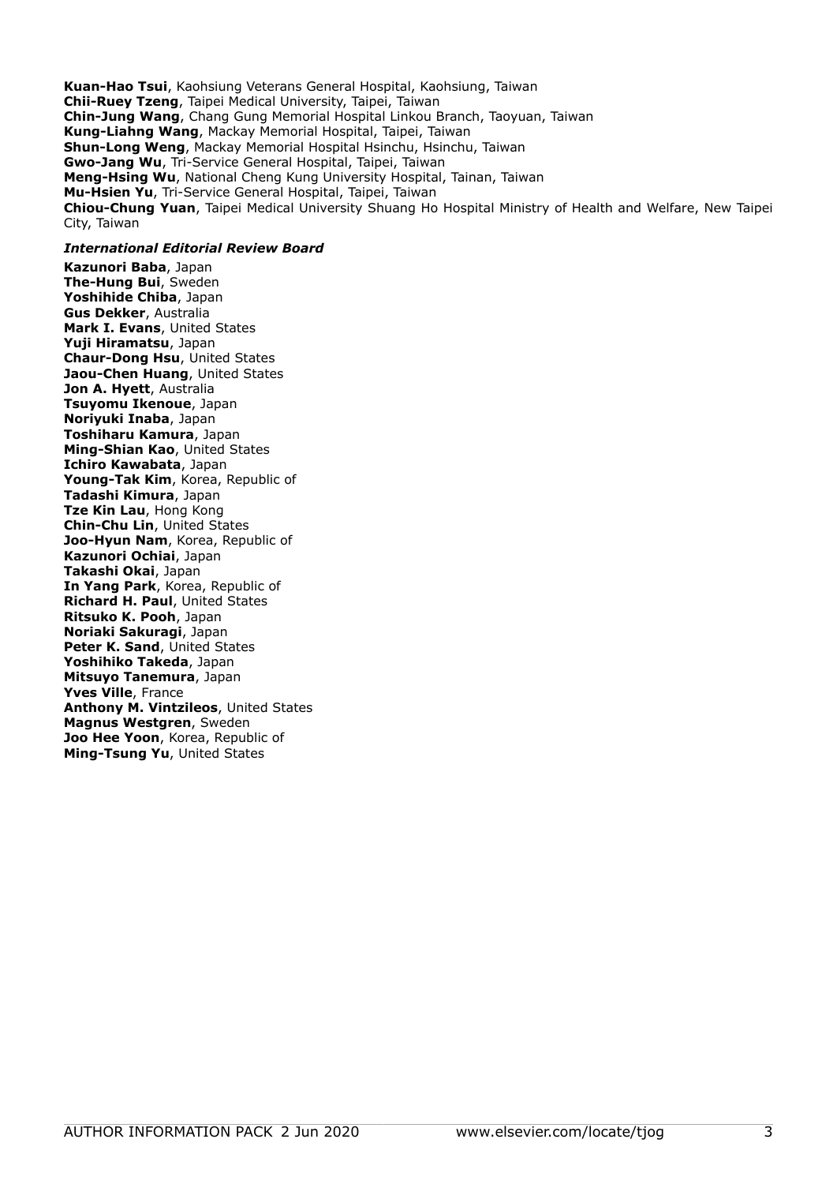**Kuan-Hao Tsui**, Kaohsiung Veterans General Hospital, Kaohsiung, Taiwan
**Chii-Ruey Tzeng**, Taipei Medical University, Taipei, Taiwan
**Chin-Jung Wang**, Chang Gung Memorial Hospital Linkou Branch, Taoyuan, Taiwan
**Kung-Liahng Wang**, Mackay Memorial Hospital, Taipei, Taiwan
**Shun-Long Weng**, Mackay Memorial Hospital Hsinchu, Hsinchu, Taiwan
**Gwo-Jang Wu**, Tri-Service General Hospital, Taipei, Taiwan
**Meng-Hsing Wu**, National Cheng Kung University Hospital, Tainan, Taiwan
**Mu-Hsien Yu**, Tri-Service General Hospital, Taipei, Taiwan
**Chiou-Chung Yuan**, Taipei Medical University Shuang Ho Hospital Ministry of Health and Welfare, New Taipei City, Taiwan

***International Editorial Review Board***

**Kazunori Baba**, Japan
**The-Hung Bui**, Sweden
**Yoshihide Chiba**, Japan
**Gus Dekker**, Australia
**Mark I. Evans**, United States
**Yuji Hiramatsu**, Japan
**Chaur-Dong Hsu**, United States
**Jaou-Chen Huang**, United States
**Jon A. Hyett**, Australia
**Tsuyomu Ikenoue**, Japan
**Noriyuki Inaba**, Japan
**Toshiharu Kamura**, Japan
**Ming-Shian Kao**, United States
**Ichiro Kawabata**, Japan
**Young-Tak Kim**, Korea, Republic of
**Tadashi Kimura**, Japan
**Tze Kin Lau**, Hong Kong
**Chin-Chu Lin**, United States
**Joo-Hyun Nam**, Korea, Republic of
**Kazunori Ochiai**, Japan
**Takashi Okai**, Japan
**In Yang Park**, Korea, Republic of
**Richard H. Paul**, United States
**Ritsuko K. Pooh**, Japan
**Noriaki Sakuragi**, Japan
**Peter K. Sand**, United States
**Yoshihiko Takeda**, Japan
**Mitsuyo Tanemura**, Japan
**Yves Ville**, France
**Anthony M. Vintzileos**, United States
**Magnus Westgren**, Sweden
**Joo Hee Yoon**, Korea, Republic of
**Ming-Tsung Yu**, United States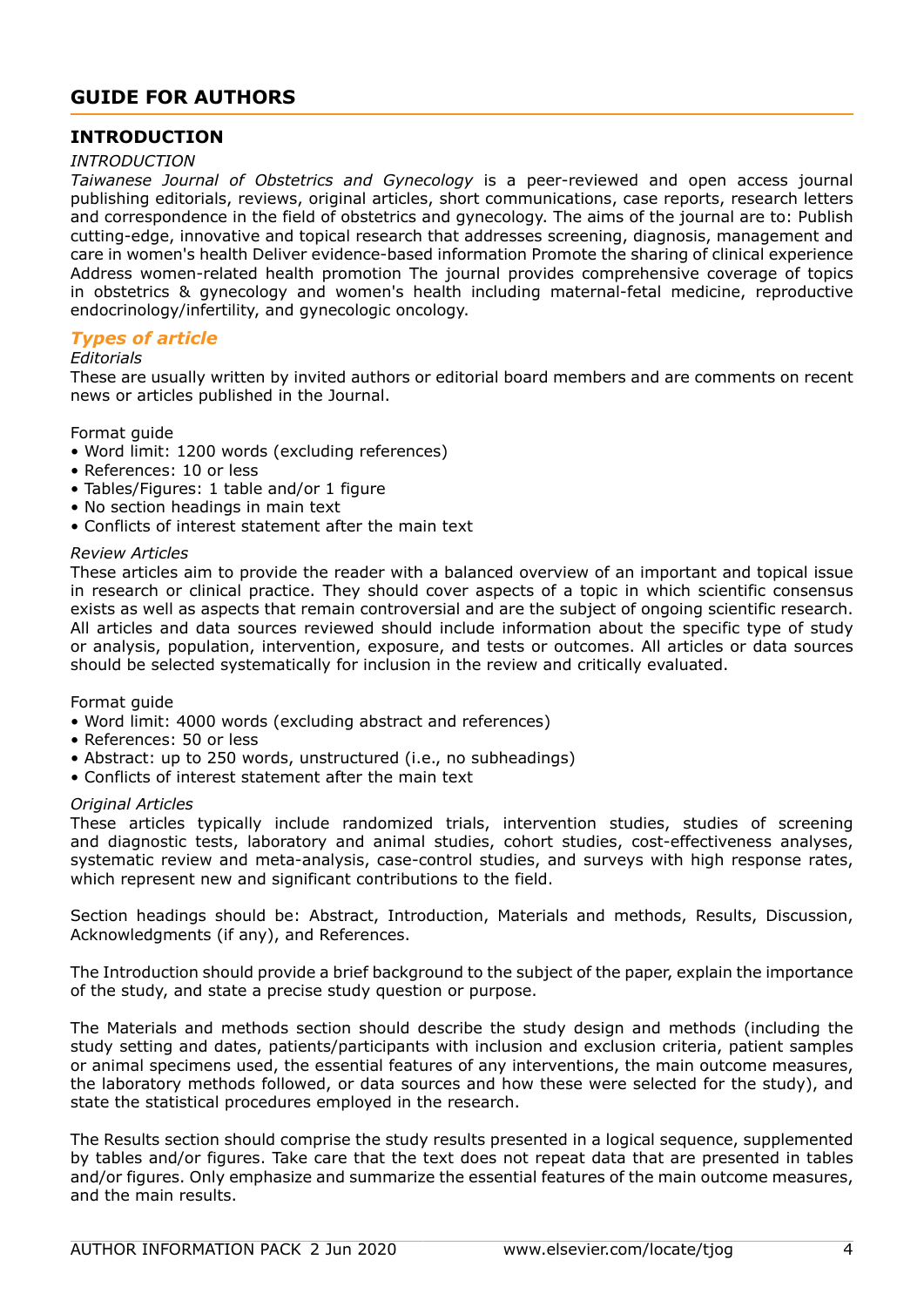## GUIDE FOR AUTHORS

### INTRODUCTION

*INTRODUCTION*

*Taiwanese Journal of Obstetrics and Gynecology* is a peer-reviewed and open access journal publishing editorials, reviews, original articles, short communications, case reports, research letters and correspondence in the field of obstetrics and gynecology. The aims of the journal are to: Publish cutting-edge, innovative and topical research that addresses screening, diagnosis, management and care in women's health Deliver evidence-based information Promote the sharing of clinical experience Address women-related health promotion The journal provides comprehensive coverage of topics in obstetrics & gynecology and women's health including maternal-fetal medicine, reproductive endocrinology/infertility, and gynecologic oncology.

### *Types of article*

*Editorials*

These are usually written by invited authors or editorial board members and are comments on recent news or articles published in the Journal.

Format guide

- Word limit: 1200 words (excluding references)
- References: 10 or less
- Tables/Figures: 1 table and/or 1 figure
- No section headings in main text
- Conflicts of interest statement after the main text

*Review Articles*

These articles aim to provide the reader with a balanced overview of an important and topical issue in research or clinical practice. They should cover aspects of a topic in which scientific consensus exists as well as aspects that remain controversial and are the subject of ongoing scientific research. All articles and data sources reviewed should include information about the specific type of study or analysis, population, intervention, exposure, and tests or outcomes. All articles or data sources should be selected systematically for inclusion in the review and critically evaluated.

Format guide

- Word limit: 4000 words (excluding abstract and references)
- References: 50 or less
- Abstract: up to 250 words, unstructured (i.e., no subheadings)
- Conflicts of interest statement after the main text

*Original Articles*

These articles typically include randomized trials, intervention studies, studies of screening and diagnostic tests, laboratory and animal studies, cohort studies, cost-effectiveness analyses, systematic review and meta-analysis, case-control studies, and surveys with high response rates, which represent new and significant contributions to the field.

Section headings should be: Abstract, Introduction, Materials and methods, Results, Discussion, Acknowledgments (if any), and References.

The Introduction should provide a brief background to the subject of the paper, explain the importance of the study, and state a precise study question or purpose.

The Materials and methods section should describe the study design and methods (including the study setting and dates, patients/participants with inclusion and exclusion criteria, patient samples or animal specimens used, the essential features of any interventions, the main outcome measures, the laboratory methods followed, or data sources and how these were selected for the study), and state the statistical procedures employed in the research.

The Results section should comprise the study results presented in a logical sequence, supplemented by tables and/or figures. Take care that the text does not repeat data that are presented in tables and/or figures. Only emphasize and summarize the essential features of the main outcome measures, and the main results.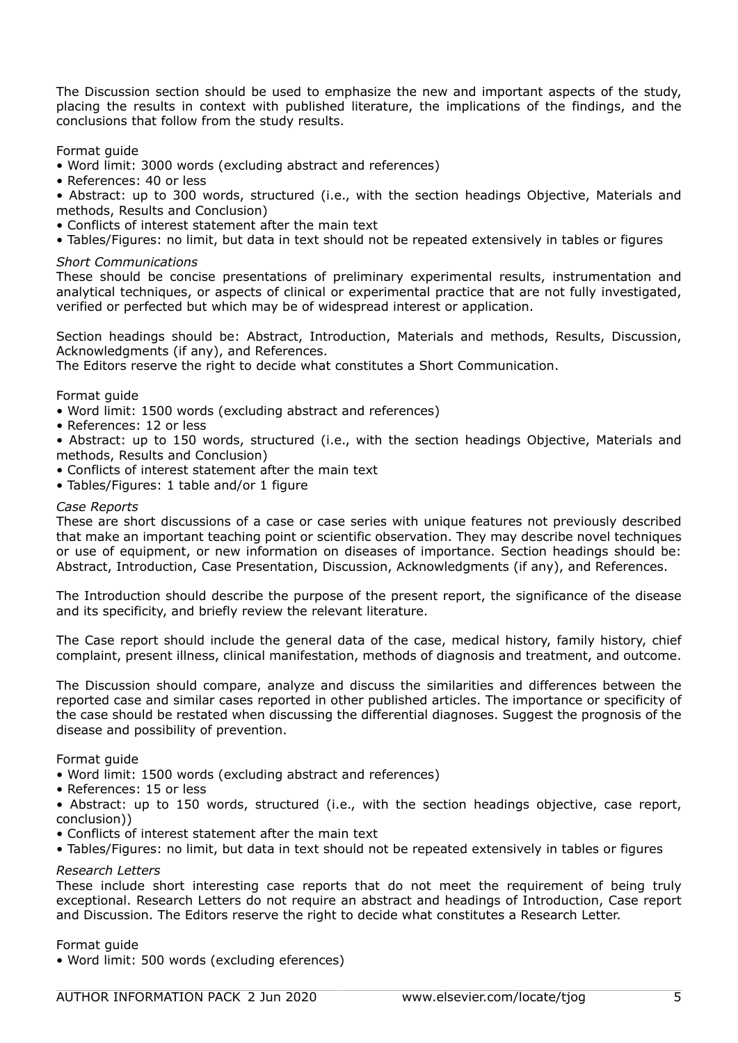The Discussion section should be used to emphasize the new and important aspects of the study, placing the results in context with published literature, the implications of the findings, and the conclusions that follow from the study results.

Format guide

- Word limit: 3000 words (excluding abstract and references)
- References: 40 or less
- Abstract: up to 300 words, structured (i.e., with the section headings Objective, Materials and methods, Results and Conclusion)
- Conflicts of interest statement after the main text
- Tables/Figures: no limit, but data in text should not be repeated extensively in tables or figures

*Short Communications*

These should be concise presentations of preliminary experimental results, instrumentation and analytical techniques, or aspects of clinical or experimental practice that are not fully investigated, verified or perfected but which may be of widespread interest or application.

Section headings should be: Abstract, Introduction, Materials and methods, Results, Discussion, Acknowledgments (if any), and References.
The Editors reserve the right to decide what constitutes a Short Communication.

Format guide

- Word limit: 1500 words (excluding abstract and references)
- References: 12 or less
- Abstract: up to 150 words, structured (i.e., with the section headings Objective, Materials and methods, Results and Conclusion)
- Conflicts of interest statement after the main text
- Tables/Figures: 1 table and/or 1 figure

*Case Reports*

These are short discussions of a case or case series with unique features not previously described that make an important teaching point or scientific observation. They may describe novel techniques or use of equipment, or new information on diseases of importance. Section headings should be: Abstract, Introduction, Case Presentation, Discussion, Acknowledgments (if any), and References.

The Introduction should describe the purpose of the present report, the significance of the disease and its specificity, and briefly review the relevant literature.

The Case report should include the general data of the case, medical history, family history, chief complaint, present illness, clinical manifestation, methods of diagnosis and treatment, and outcome.

The Discussion should compare, analyze and discuss the similarities and differences between the reported case and similar cases reported in other published articles. The importance or specificity of the case should be restated when discussing the differential diagnoses. Suggest the prognosis of the disease and possibility of prevention.

Format guide

- Word limit: 1500 words (excluding abstract and references)
- References: 15 or less
- Abstract: up to 150 words, structured (i.e., with the section headings objective, case report, conclusion))
- Conflicts of interest statement after the main text
- Tables/Figures: no limit, but data in text should not be repeated extensively in tables or figures

*Research Letters*

These include short interesting case reports that do not meet the requirement of being truly exceptional. Research Letters do not require an abstract and headings of Introduction, Case report and Discussion. The Editors reserve the right to decide what constitutes a Research Letter.

Format guide

- Word limit: 500 words (excluding eferences)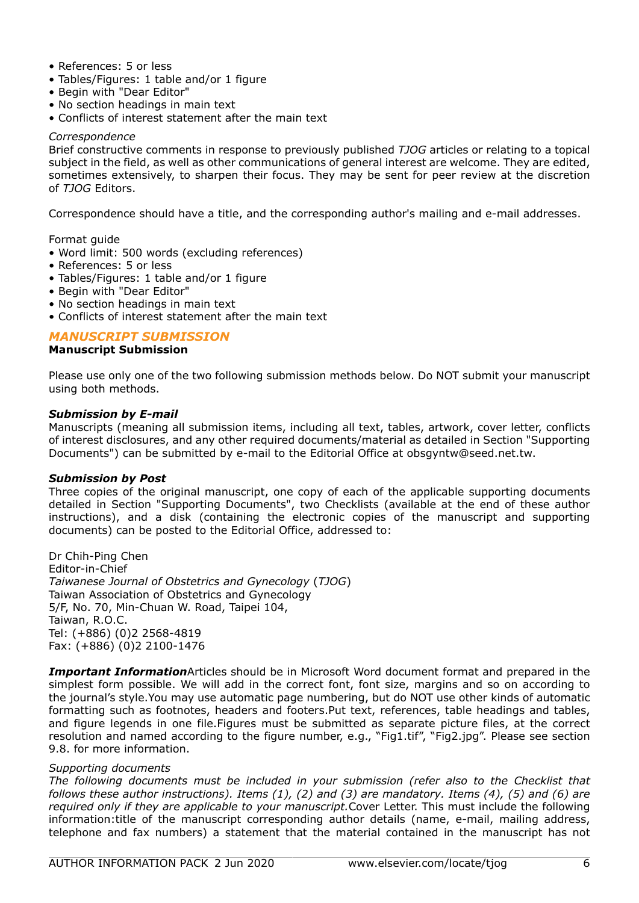- References: 5 or less
- Tables/Figures: 1 table and/or 1 figure
- Begin with "Dear Editor"
- No section headings in main text
- Conflicts of interest statement after the main text

*Correspondence*

Brief constructive comments in response to previously published *TJOG* articles or relating to a topical subject in the field, as well as other communications of general interest are welcome. They are edited, sometimes extensively, to sharpen their focus. They may be sent for peer review at the discretion of *TJOG* Editors.

Correspondence should have a title, and the corresponding author's mailing and e-mail addresses.

Format guide

- Word limit: 500 words (excluding references)
- References: 5 or less
- Tables/Figures: 1 table and/or 1 figure
- Begin with "Dear Editor"
- No section headings in main text
- Conflicts of interest statement after the main text

## *MANUSCRIPT SUBMISSION*

**Manuscript Submission**

Please use only one of the two following submission methods below. Do NOT submit your manuscript using both methods.

***Submission by E-mail***

Manuscripts (meaning all submission items, including all text, tables, artwork, cover letter, conflicts of interest disclosures, and any other required documents/material as detailed in Section "Supporting Documents") can be submitted by e-mail to the Editorial Office at obsgyntw@seed.net.tw.

***Submission by Post***

Three copies of the original manuscript, one copy of each of the applicable supporting documents detailed in Section "Supporting Documents", two Checklists (available at the end of these author instructions), and a disk (containing the electronic copies of the manuscript and supporting documents) can be posted to the Editorial Office, addressed to:

Dr Chih-Ping Chen
Editor-in-Chief
*Taiwanese Journal of Obstetrics and Gynecology* (*TJOG*)
Taiwan Association of Obstetrics and Gynecology
5/F, No. 70, Min-Chuan W. Road, Taipei 104,
Taiwan, R.O.C.
Tel: (+886) (0)2 2568-4819
Fax: (+886) (0)2 2100-1476

***Important Information***Articles should be in Microsoft Word document format and prepared in the simplest form possible. We will add in the correct font, font size, margins and so on according to the journal's style.You may use automatic page numbering, but do NOT use other kinds of automatic formatting such as footnotes, headers and footers.Put text, references, table headings and tables, and figure legends in one file.Figures must be submitted as separate picture files, at the correct resolution and named according to the figure number, e.g., "Fig1.tif", "Fig2.jpg". Please see section 9.8. for more information.

*Supporting documents*

*The following documents must be included in your submission (refer also to the Checklist that follows these author instructions). Items (1), (2) and (3) are mandatory. Items (4), (5) and (6) are required only if they are applicable to your manuscript.*Cover Letter. This must include the following information:title of the manuscript corresponding author details (name, e-mail, mailing address, telephone and fax numbers) a statement that the material contained in the manuscript has not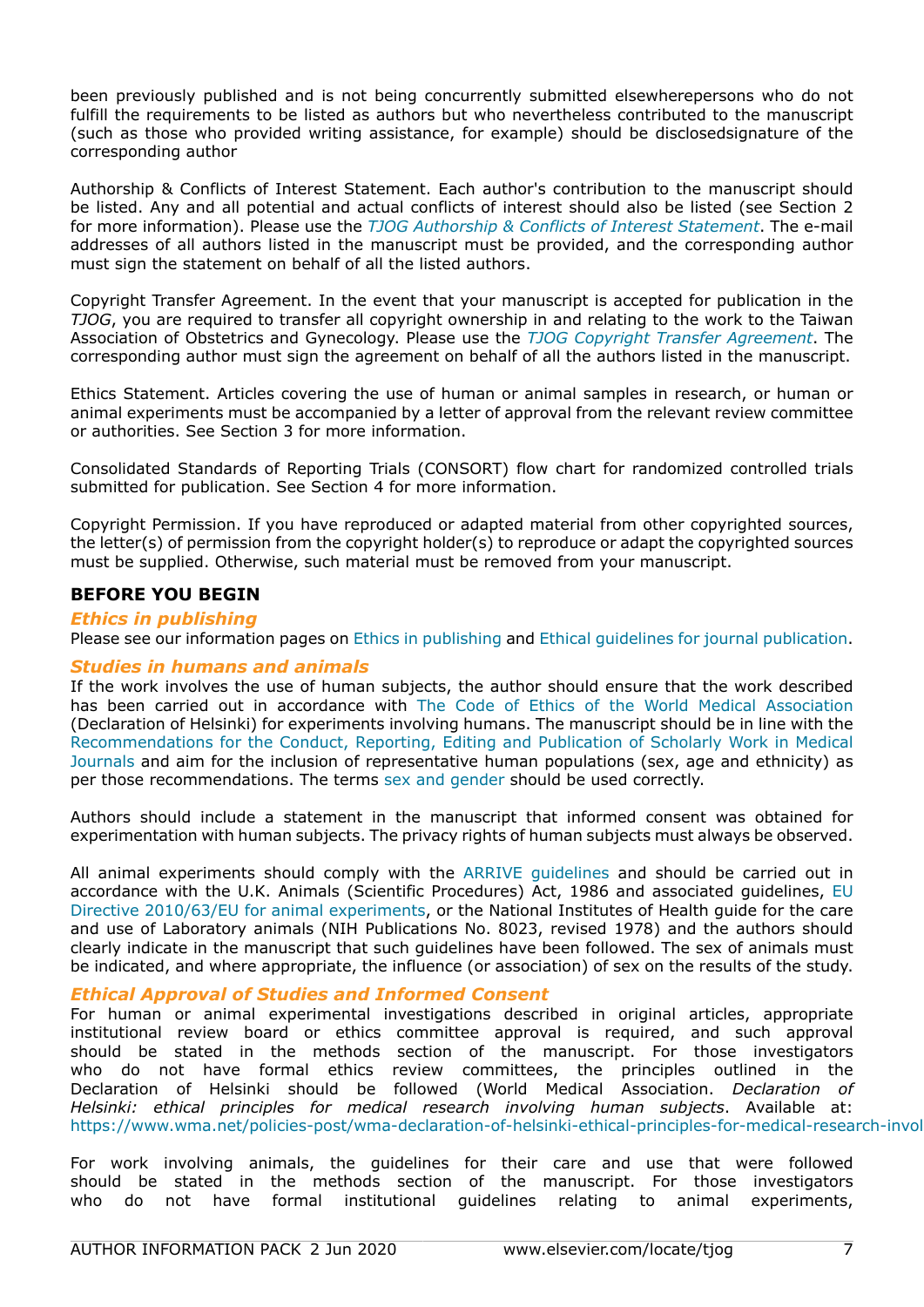been previously published and is not being concurrently submitted elsewherepersons who do not fulfill the requirements to be listed as authors but who nevertheless contributed to the manuscript (such as those who provided writing assistance, for example) should be disclosedsignature of the corresponding author

Authorship & Conflicts of Interest Statement. Each author's contribution to the manuscript should be listed. Any and all potential and actual conflicts of interest should also be listed (see Section 2 for more information). Please use the *TJOG Authorship & Conflicts of Interest Statement*. The e-mail addresses of all authors listed in the manuscript must be provided, and the corresponding author must sign the statement on behalf of all the listed authors.

Copyright Transfer Agreement. In the event that your manuscript is accepted for publication in the *TJOG*, you are required to transfer all copyright ownership in and relating to the work to the Taiwan Association of Obstetrics and Gynecology. Please use the *TJOG Copyright Transfer Agreement*. The corresponding author must sign the agreement on behalf of all the authors listed in the manuscript.

Ethics Statement. Articles covering the use of human or animal samples in research, or human or animal experiments must be accompanied by a letter of approval from the relevant review committee or authorities. See Section 3 for more information.

Consolidated Standards of Reporting Trials (CONSORT) flow chart for randomized controlled trials submitted for publication. See Section 4 for more information.

Copyright Permission. If you have reproduced or adapted material from other copyrighted sources, the letter(s) of permission from the copyright holder(s) to reproduce or adapt the copyrighted sources must be supplied. Otherwise, such material must be removed from your manuscript.

## BEFORE YOU BEGIN

### *Ethics in publishing*

Please see our information pages on Ethics in publishing and Ethical guidelines for journal publication.

### *Studies in humans and animals*

If the work involves the use of human subjects, the author should ensure that the work described has been carried out in accordance with The Code of Ethics of the World Medical Association (Declaration of Helsinki) for experiments involving humans. The manuscript should be in line with the Recommendations for the Conduct, Reporting, Editing and Publication of Scholarly Work in Medical Journals and aim for the inclusion of representative human populations (sex, age and ethnicity) as per those recommendations. The terms sex and gender should be used correctly.

Authors should include a statement in the manuscript that informed consent was obtained for experimentation with human subjects. The privacy rights of human subjects must always be observed.

All animal experiments should comply with the ARRIVE guidelines and should be carried out in accordance with the U.K. Animals (Scientific Procedures) Act, 1986 and associated guidelines, EU Directive 2010/63/EU for animal experiments, or the National Institutes of Health guide for the care and use of Laboratory animals (NIH Publications No. 8023, revised 1978) and the authors should clearly indicate in the manuscript that such guidelines have been followed. The sex of animals must be indicated, and where appropriate, the influence (or association) of sex on the results of the study.

### *Ethical Approval of Studies and Informed Consent*

For human or animal experimental investigations described in original articles, appropriate institutional review board or ethics committee approval is required, and such approval should be stated in the methods section of the manuscript. For those investigators who do not have formal ethics review committees, the principles outlined in the Declaration of Helsinki should be followed (World Medical Association. *Declaration of Helsinki: ethical principles for medical research involving human subjects*. Available at: https://www.wma.net/policies-post/wma-declaration-of-helsinki-ethical-principles-for-medical-research-invol

For work involving animals, the guidelines for their care and use that were followed should be stated in the methods section of the manuscript. For those investigators who do not have formal institutional guidelines relating to animal experiments,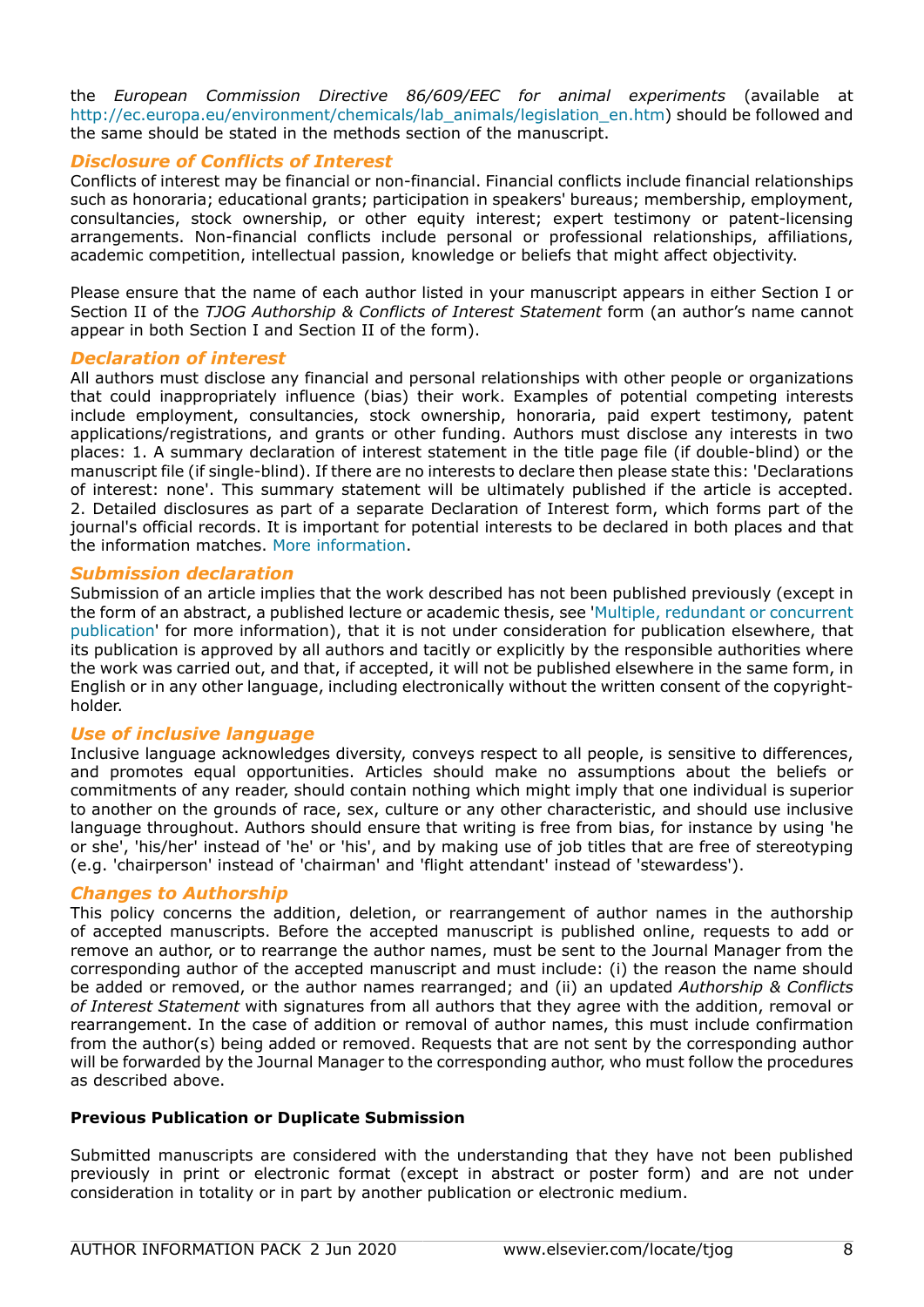the *European Commission Directive 86/609/EEC for animal experiments* (available at http://ec.europa.eu/environment/chemicals/lab_animals/legislation_en.htm) should be followed and the same should be stated in the methods section of the manuscript.

### *Disclosure of Conflicts of Interest*

Conflicts of interest may be financial or non-financial. Financial conflicts include financial relationships such as honoraria; educational grants; participation in speakers' bureaus; membership, employment, consultancies, stock ownership, or other equity interest; expert testimony or patent-licensing arrangements. Non-financial conflicts include personal or professional relationships, affiliations, academic competition, intellectual passion, knowledge or beliefs that might affect objectivity.

Please ensure that the name of each author listed in your manuscript appears in either Section I or Section II of the *TJOG Authorship & Conflicts of Interest Statement* form (an author's name cannot appear in both Section I and Section II of the form).

### *Declaration of interest*

All authors must disclose any financial and personal relationships with other people or organizations that could inappropriately influence (bias) their work. Examples of potential competing interests include employment, consultancies, stock ownership, honoraria, paid expert testimony, patent applications/registrations, and grants or other funding. Authors must disclose any interests in two places: 1. A summary declaration of interest statement in the title page file (if double-blind) or the manuscript file (if single-blind). If there are no interests to declare then please state this: 'Declarations of interest: none'. This summary statement will be ultimately published if the article is accepted. 2. Detailed disclosures as part of a separate Declaration of Interest form, which forms part of the journal's official records. It is important for potential interests to be declared in both places and that the information matches. More information.

### *Submission declaration*

Submission of an article implies that the work described has not been published previously (except in the form of an abstract, a published lecture or academic thesis, see 'Multiple, redundant or concurrent publication' for more information), that it is not under consideration for publication elsewhere, that its publication is approved by all authors and tacitly or explicitly by the responsible authorities where the work was carried out, and that, if accepted, it will not be published elsewhere in the same form, in English or in any other language, including electronically without the written consent of the copyright-holder.

### *Use of inclusive language*

Inclusive language acknowledges diversity, conveys respect to all people, is sensitive to differences, and promotes equal opportunities. Articles should make no assumptions about the beliefs or commitments of any reader, should contain nothing which might imply that one individual is superior to another on the grounds of race, sex, culture or any other characteristic, and should use inclusive language throughout. Authors should ensure that writing is free from bias, for instance by using 'he or she', 'his/her' instead of 'he' or 'his', and by making use of job titles that are free of stereotyping (e.g. 'chairperson' instead of 'chairman' and 'flight attendant' instead of 'stewardess').

### *Changes to Authorship*

This policy concerns the addition, deletion, or rearrangement of author names in the authorship of accepted manuscripts. Before the accepted manuscript is published online, requests to add or remove an author, or to rearrange the author names, must be sent to the Journal Manager from the corresponding author of the accepted manuscript and must include: (i) the reason the name should be added or removed, or the author names rearranged; and (ii) an updated *Authorship & Conflicts of Interest Statement* with signatures from all authors that they agree with the addition, removal or rearrangement. In the case of addition or removal of author names, this must include confirmation from the author(s) being added or removed. Requests that are not sent by the corresponding author will be forwarded by the Journal Manager to the corresponding author, who must follow the procedures as described above.

**Previous Publication or Duplicate Submission**

Submitted manuscripts are considered with the understanding that they have not been published previously in print or electronic format (except in abstract or poster form) and are not under consideration in totality or in part by another publication or electronic medium.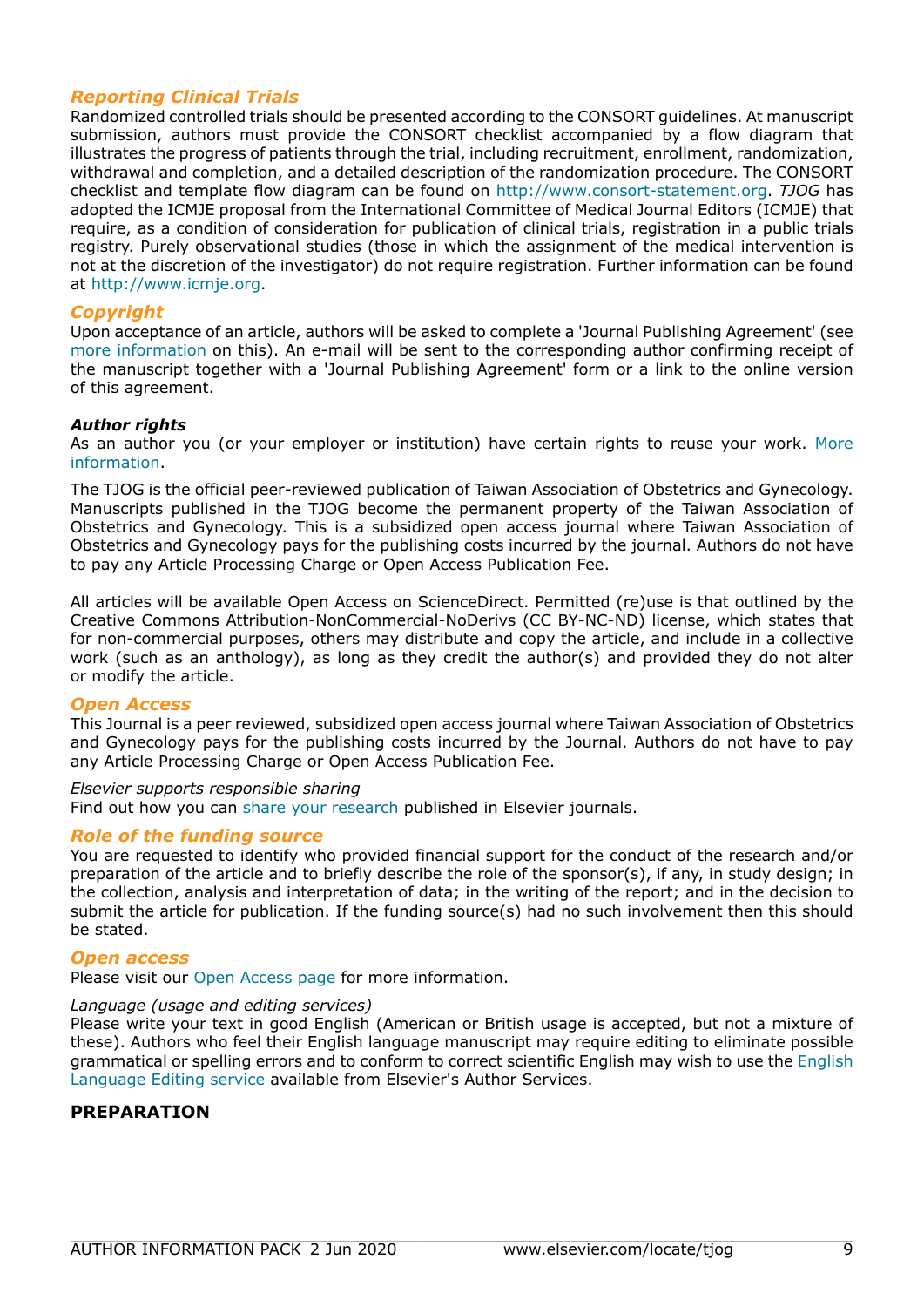### *Reporting Clinical Trials*

Randomized controlled trials should be presented according to the CONSORT guidelines. At manuscript submission, authors must provide the CONSORT checklist accompanied by a flow diagram that illustrates the progress of patients through the trial, including recruitment, enrollment, randomization, withdrawal and completion, and a detailed description of the randomization procedure. The CONSORT checklist and template flow diagram can be found on http://www.consort-statement.org. *TJOG* has adopted the ICMJE proposal from the International Committee of Medical Journal Editors (ICMJE) that require, as a condition of consideration for publication of clinical trials, registration in a public trials registry. Purely observational studies (those in which the assignment of the medical intervention is not at the discretion of the investigator) do not require registration. Further information can be found at http://www.icmje.org.

### *Copyright*

Upon acceptance of an article, authors will be asked to complete a 'Journal Publishing Agreement' (see more information on this). An e-mail will be sent to the corresponding author confirming receipt of the manuscript together with a 'Journal Publishing Agreement' form or a link to the online version of this agreement.

#### ***Author rights***

As an author you (or your employer or institution) have certain rights to reuse your work. More information.

The TJOG is the official peer-reviewed publication of Taiwan Association of Obstetrics and Gynecology. Manuscripts published in the TJOG become the permanent property of the Taiwan Association of Obstetrics and Gynecology. This is a subsidized open access journal where Taiwan Association of Obstetrics and Gynecology pays for the publishing costs incurred by the journal. Authors do not have to pay any Article Processing Charge or Open Access Publication Fee.

All articles will be available Open Access on ScienceDirect. Permitted (re)use is that outlined by the Creative Commons Attribution-NonCommercial-NoDerivs (CC BY-NC-ND) license, which states that for non-commercial purposes, others may distribute and copy the article, and include in a collective work (such as an anthology), as long as they credit the author(s) and provided they do not alter or modify the article.

### *Open Access*

This Journal is a peer reviewed, subsidized open access journal where Taiwan Association of Obstetrics and Gynecology pays for the publishing costs incurred by the Journal. Authors do not have to pay any Article Processing Charge or Open Access Publication Fee.

*Elsevier supports responsible sharing*

Find out how you can share your research published in Elsevier journals.

### *Role of the funding source*

You are requested to identify who provided financial support for the conduct of the research and/or preparation of the article and to briefly describe the role of the sponsor(s), if any, in study design; in the collection, analysis and interpretation of data; in the writing of the report; and in the decision to submit the article for publication. If the funding source(s) had no such involvement then this should be stated.

### *Open access*

Please visit our Open Access page for more information.

*Language (usage and editing services)*

Please write your text in good English (American or British usage is accepted, but not a mixture of these). Authors who feel their English language manuscript may require editing to eliminate possible grammatical or spelling errors and to conform to correct scientific English may wish to use the English Language Editing service available from Elsevier's Author Services.

## PREPARATION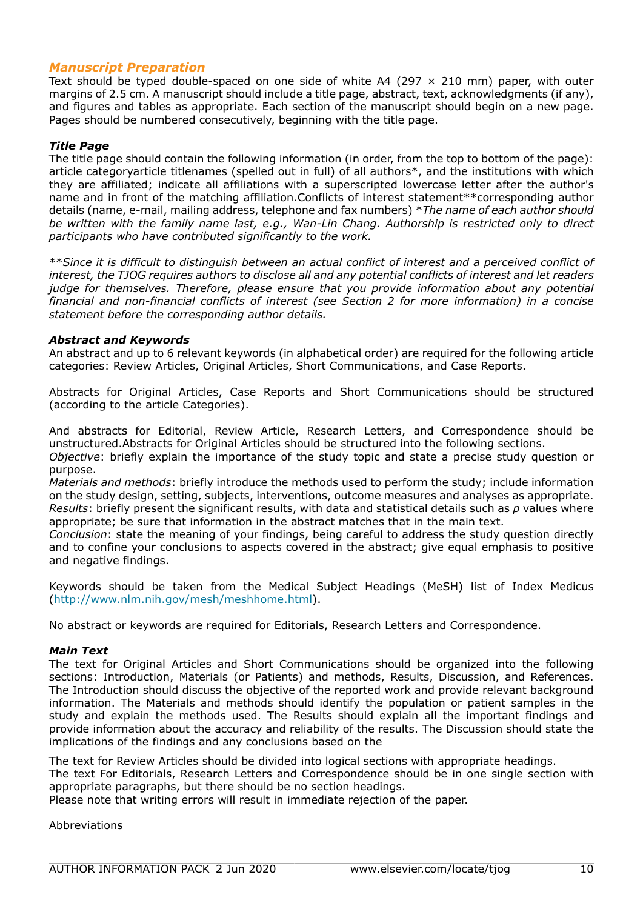## Manuscript Preparation

Text should be typed double-spaced on one side of white A4 (297 × 210 mm) paper, with outer margins of 2.5 cm. A manuscript should include a title page, abstract, text, acknowledgments (if any), and figures and tables as appropriate. Each section of the manuscript should begin on a new page. Pages should be numbered consecutively, beginning with the title page.

### *Title Page*

The title page should contain the following information (in order, from the top to bottom of the page): article categoryarticle titlenames (spelled out in full) of all authors*, and the institutions with which they are affiliated; indicate all affiliations with a superscripted lowercase letter after the author's name and in front of the matching affiliation.Conflicts of interest statement**corresponding author details (name, e-mail, mailing address, telephone and fax numbers) **The name of each author should be written with the family name last, e.g., Wan-Lin Chang. Authorship is restricted only to direct participants who have contributed significantly to the work.*

*\*\*Since it is difficult to distinguish between an actual conflict of interest and a perceived conflict of interest, the TJOG requires authors to disclose all and any potential conflicts of interest and let readers judge for themselves. Therefore, please ensure that you provide information about any potential financial and non-financial conflicts of interest (see Section 2 for more information) in a concise statement before the corresponding author details.*

### *Abstract and Keywords*

An abstract and up to 6 relevant keywords (in alphabetical order) are required for the following article categories: Review Articles, Original Articles, Short Communications, and Case Reports.

Abstracts for Original Articles, Case Reports and Short Communications should be structured (according to the article Categories).

And abstracts for Editorial, Review Article, Research Letters, and Correspondence should be unstructured.Abstracts for Original Articles should be structured into the following sections.
*Objective*: briefly explain the importance of the study topic and state a precise study question or purpose.
*Materials and methods*: briefly introduce the methods used to perform the study; include information on the study design, setting, subjects, interventions, outcome measures and analyses as appropriate.
*Results*: briefly present the significant results, with data and statistical details such as *p* values where appropriate; be sure that information in the abstract matches that in the main text.
*Conclusion*: state the meaning of your findings, being careful to address the study question directly and to confine your conclusions to aspects covered in the abstract; give equal emphasis to positive and negative findings.

Keywords should be taken from the Medical Subject Headings (MeSH) list of Index Medicus (http://www.nlm.nih.gov/mesh/meshhome.html).

No abstract or keywords are required for Editorials, Research Letters and Correspondence.

### *Main Text*

The text for Original Articles and Short Communications should be organized into the following sections: Introduction, Materials (or Patients) and methods, Results, Discussion, and References. The Introduction should discuss the objective of the reported work and provide relevant background information. The Materials and methods should identify the population or patient samples in the study and explain the methods used. The Results should explain all the important findings and provide information about the accuracy and reliability of the results. The Discussion should state the implications of the findings and any conclusions based on the

The text for Review Articles should be divided into logical sections with appropriate headings.
The text For Editorials, Research Letters and Correspondence should be in one single section with appropriate paragraphs, but there should be no section headings.
Please note that writing errors will result in immediate rejection of the paper.

Abbreviations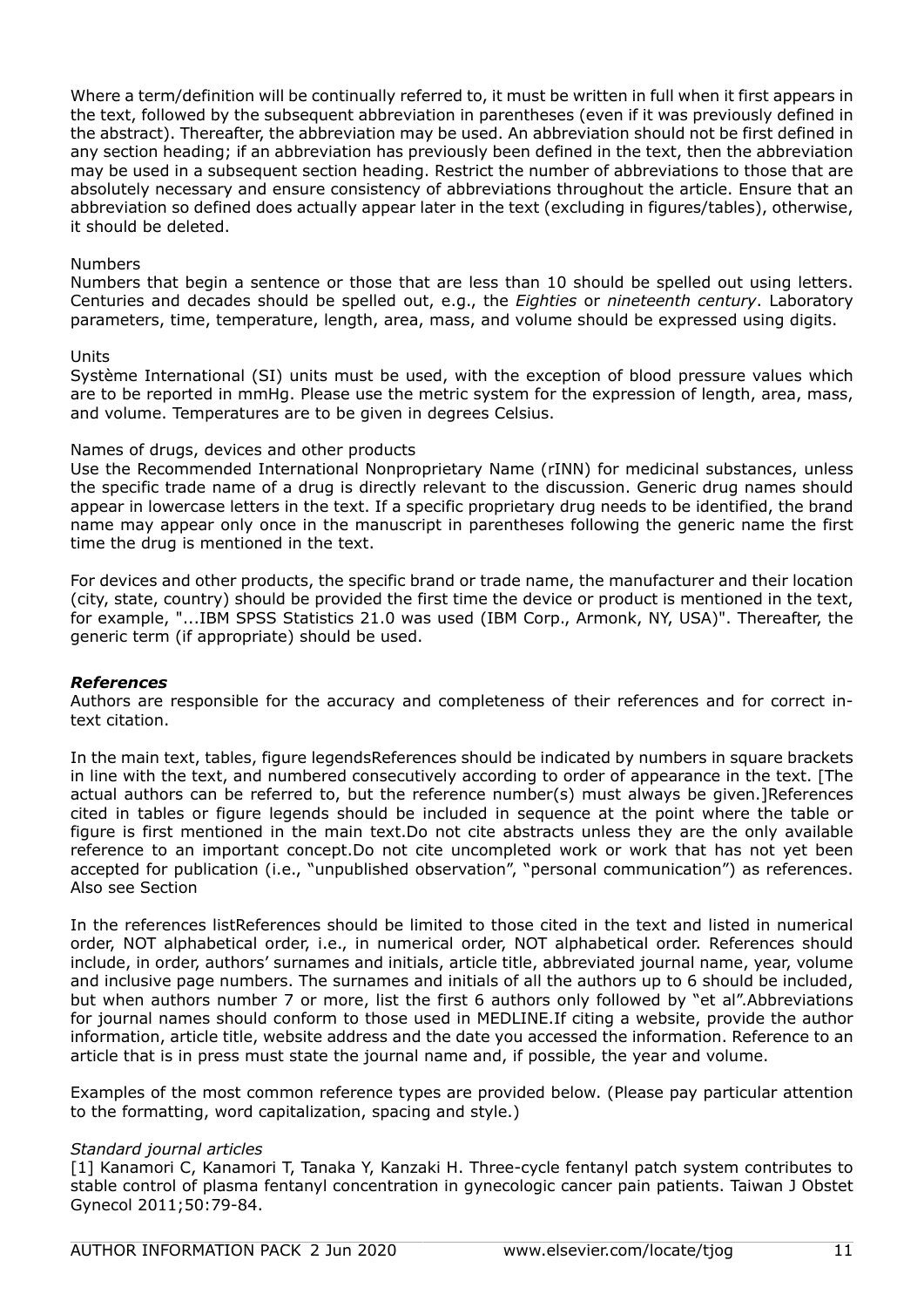Where a term/definition will be continually referred to, it must be written in full when it first appears in the text, followed by the subsequent abbreviation in parentheses (even if it was previously defined in the abstract). Thereafter, the abbreviation may be used. An abbreviation should not be first defined in any section heading; if an abbreviation has previously been defined in the text, then the abbreviation may be used in a subsequent section heading. Restrict the number of abbreviations to those that are absolutely necessary and ensure consistency of abbreviations throughout the article. Ensure that an abbreviation so defined does actually appear later in the text (excluding in figures/tables), otherwise, it should be deleted.

Numbers
Numbers that begin a sentence or those that are less than 10 should be spelled out using letters. Centuries and decades should be spelled out, e.g., the *Eighties* or *nineteenth century*. Laboratory parameters, time, temperature, length, area, mass, and volume should be expressed using digits.

Units
Système International (SI) units must be used, with the exception of blood pressure values which are to be reported in mmHg. Please use the metric system for the expression of length, area, mass, and volume. Temperatures are to be given in degrees Celsius.

Names of drugs, devices and other products
Use the Recommended International Nonproprietary Name (rINN) for medicinal substances, unless the specific trade name of a drug is directly relevant to the discussion. Generic drug names should appear in lowercase letters in the text. If a specific proprietary drug needs to be identified, the brand name may appear only once in the manuscript in parentheses following the generic name the first time the drug is mentioned in the text.

For devices and other products, the specific brand or trade name, the manufacturer and their location (city, state, country) should be provided the first time the device or product is mentioned in the text, for example, "...IBM SPSS Statistics 21.0 was used (IBM Corp., Armonk, NY, USA)". Thereafter, the generic term (if appropriate) should be used.

### *References*

Authors are responsible for the accuracy and completeness of their references and for correct in-text citation.

In the main text, tables, figure legendsReferences should be indicated by numbers in square brackets in line with the text, and numbered consecutively according to order of appearance in the text. [The actual authors can be referred to, but the reference number(s) must always be given.]References cited in tables or figure legends should be included in sequence at the point where the table or figure is first mentioned in the main text.Do not cite abstracts unless they are the only available reference to an important concept.Do not cite uncompleted work or work that has not yet been accepted for publication (i.e., "unpublished observation", "personal communication") as references. Also see Section

In the references listReferences should be limited to those cited in the text and listed in numerical order, NOT alphabetical order, i.e., in numerical order, NOT alphabetical order. References should include, in order, authors' surnames and initials, article title, abbreviated journal name, year, volume and inclusive page numbers. The surnames and initials of all the authors up to 6 should be included, but when authors number 7 or more, list the first 6 authors only followed by "et al".Abbreviations for journal names should conform to those used in MEDLINE.If citing a website, provide the author information, article title, website address and the date you accessed the information. Reference to an article that is in press must state the journal name and, if possible, the year and volume.

Examples of the most common reference types are provided below. (Please pay particular attention to the formatting, word capitalization, spacing and style.)

*Standard journal articles*
[1] Kanamori C, Kanamori T, Tanaka Y, Kanzaki H. Three-cycle fentanyl patch system contributes to stable control of plasma fentanyl concentration in gynecologic cancer pain patients. Taiwan J Obstet Gynecol 2011;50:79-84.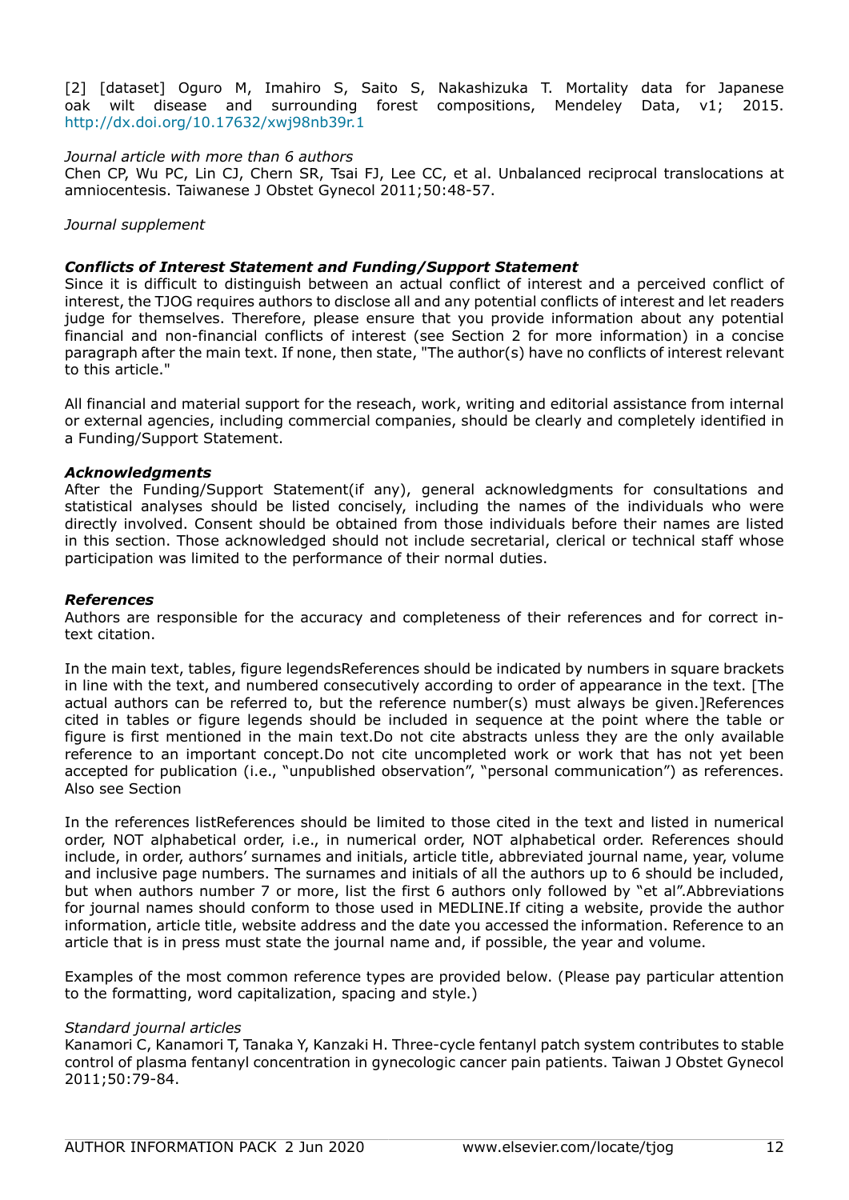[2] [dataset] Oguro M, Imahiro S, Saito S, Nakashizuka T. Mortality data for Japanese oak wilt disease and surrounding forest compositions, Mendeley Data, v1; 2015. http://dx.doi.org/10.17632/xwj98nb39r.1

*Journal article with more than 6 authors*
Chen CP, Wu PC, Lin CJ, Chern SR, Tsai FJ, Lee CC, et al. Unbalanced reciprocal translocations at amniocentesis. Taiwanese J Obstet Gynecol 2011;50:48-57.

*Journal supplement*

***Conflicts of Interest Statement and Funding/Support Statement***
Since it is difficult to distinguish between an actual conflict of interest and a perceived conflict of interest, the TJOG requires authors to disclose all and any potential conflicts of interest and let readers judge for themselves. Therefore, please ensure that you provide information about any potential financial and non-financial conflicts of interest (see Section 2 for more information) in a concise paragraph after the main text. If none, then state, "The author(s) have no conflicts of interest relevant to this article."

All financial and material support for the reseach, work, writing and editorial assistance from internal or external agencies, including commercial companies, should be clearly and completely identified in a Funding/Support Statement.

***Acknowledgments***
After the Funding/Support Statement(if any), general acknowledgments for consultations and statistical analyses should be listed concisely, including the names of the individuals who were directly involved. Consent should be obtained from those individuals before their names are listed in this section. Those acknowledged should not include secretarial, clerical or technical staff whose participation was limited to the performance of their normal duties.

***References***
Authors are responsible for the accuracy and completeness of their references and for correct in-text citation.

In the main text, tables, figure legendsReferences should be indicated by numbers in square brackets in line with the text, and numbered consecutively according to order of appearance in the text. [The actual authors can be referred to, but the reference number(s) must always be given.]References cited in tables or figure legends should be included in sequence at the point where the table or figure is first mentioned in the main text.Do not cite abstracts unless they are the only available reference to an important concept.Do not cite uncompleted work or work that has not yet been accepted for publication (i.e., "unpublished observation", "personal communication") as references. Also see Section

In the references listReferences should be limited to those cited in the text and listed in numerical order, NOT alphabetical order, i.e., in numerical order, NOT alphabetical order. References should include, in order, authors' surnames and initials, article title, abbreviated journal name, year, volume and inclusive page numbers. The surnames and initials of all the authors up to 6 should be included, but when authors number 7 or more, list the first 6 authors only followed by "et al".Abbreviations for journal names should conform to those used in MEDLINE.If citing a website, provide the author information, article title, website address and the date you accessed the information. Reference to an article that is in press must state the journal name and, if possible, the year and volume.

Examples of the most common reference types are provided below. (Please pay particular attention to the formatting, word capitalization, spacing and style.)

*Standard journal articles*
Kanamori C, Kanamori T, Tanaka Y, Kanzaki H. Three-cycle fentanyl patch system contributes to stable control of plasma fentanyl concentration in gynecologic cancer pain patients. Taiwan J Obstet Gynecol 2011;50:79-84.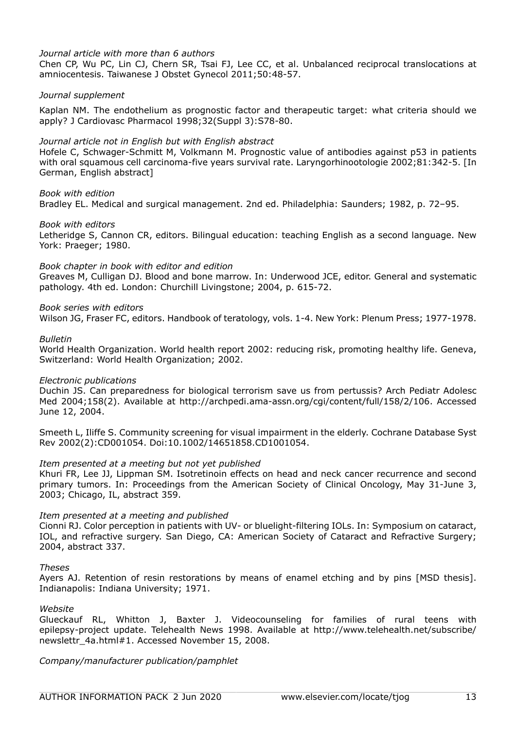*Journal article with more than 6 authors*
Chen CP, Wu PC, Lin CJ, Chern SR, Tsai FJ, Lee CC, et al. Unbalanced reciprocal translocations at amniocentesis. Taiwanese J Obstet Gynecol 2011;50:48-57.

*Journal supplement*

Kaplan NM. The endothelium as prognostic factor and therapeutic target: what criteria should we apply? J Cardiovasc Pharmacol 1998;32(Suppl 3):S78-80.

*Journal article not in English but with English abstract*
Hofele C, Schwager-Schmitt M, Volkmann M. Prognostic value of antibodies against p53 in patients with oral squamous cell carcinoma-five years survival rate. Laryngorhinootologie 2002;81:342-5. [In German, English abstract]

*Book with edition*
Bradley EL. Medical and surgical management. 2nd ed. Philadelphia: Saunders; 1982, p. 72–95.

*Book with editors*
Letheridge S, Cannon CR, editors. Bilingual education: teaching English as a second language. New York: Praeger; 1980.

*Book chapter in book with editor and edition*
Greaves M, Culligan DJ. Blood and bone marrow. In: Underwood JCE, editor. General and systematic pathology. 4th ed. London: Churchill Livingstone; 2004, p. 615-72.

*Book series with editors*
Wilson JG, Fraser FC, editors. Handbook of teratology, vols. 1-4. New York: Plenum Press; 1977-1978.

*Bulletin*
World Health Organization. World health report 2002: reducing risk, promoting healthy life. Geneva, Switzerland: World Health Organization; 2002.

*Electronic publications*
Duchin JS. Can preparedness for biological terrorism save us from pertussis? Arch Pediatr Adolesc Med 2004;158(2). Available at http://archpedi.ama-assn.org/cgi/content/full/158/2/106. Accessed June 12, 2004.

Smeeth L, Iliffe S. Community screening for visual impairment in the elderly. Cochrane Database Syst Rev 2002(2):CD001054. Doi:10.1002/14651858.CD1001054.

*Item presented at a meeting but not yet published*
Khuri FR, Lee JJ, Lippman SM. Isotretinoin effects on head and neck cancer recurrence and second primary tumors. In: Proceedings from the American Society of Clinical Oncology, May 31-June 3, 2003; Chicago, IL, abstract 359.

*Item presented at a meeting and published*
Cionni RJ. Color perception in patients with UV- or bluelight-filtering IOLs. In: Symposium on cataract, IOL, and refractive surgery. San Diego, CA: American Society of Cataract and Refractive Surgery; 2004, abstract 337.

*Theses*
Ayers AJ. Retention of resin restorations by means of enamel etching and by pins [MSD thesis]. Indianapolis: Indiana University; 1971.

*Website*
Glueckauf RL, Whitton J, Baxter J. Videocounseling for families of rural teens with epilepsy-project update. Telehealth News 1998. Available at http://www.telehealth.net/subscribe/newslettr_4a.html#1. Accessed November 15, 2008.

*Company/manufacturer publication/pamphlet*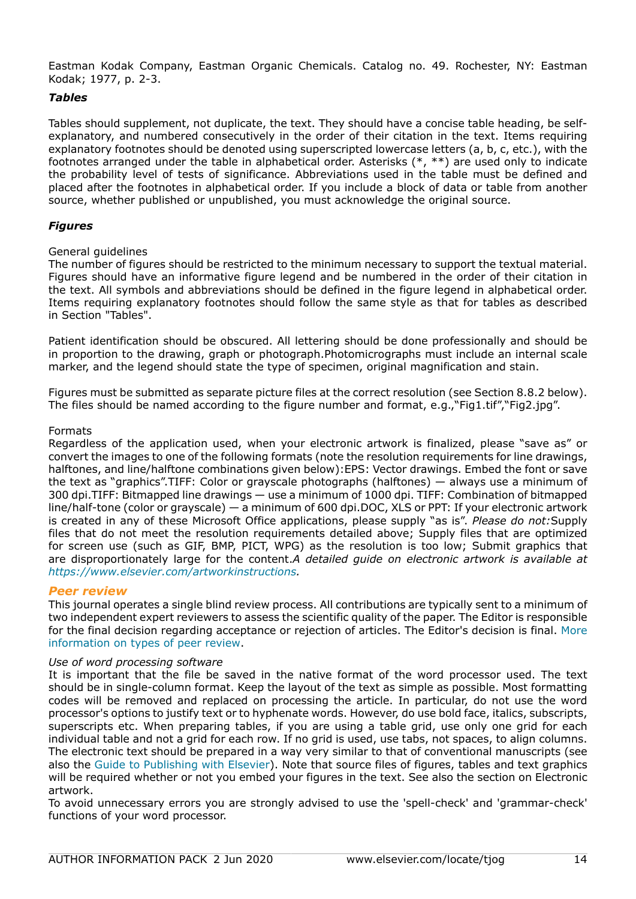Eastman Kodak Company, Eastman Organic Chemicals. Catalog no. 49. Rochester, NY: Eastman Kodak; 1977, p. 2-3.

### *Tables*

Tables should supplement, not duplicate, the text. They should have a concise table heading, be self-explanatory, and numbered consecutively in the order of their citation in the text. Items requiring explanatory footnotes should be denoted using superscripted lowercase letters (a, b, c, etc.), with the footnotes arranged under the table in alphabetical order. Asterisks (*, **) are used only to indicate the probability level of tests of significance. Abbreviations used in the table must be defined and placed after the footnotes in alphabetical order. If you include a block of data or table from another source, whether published or unpublished, you must acknowledge the original source.

### *Figures*

General guidelines
The number of figures should be restricted to the minimum necessary to support the textual material. Figures should have an informative figure legend and be numbered in the order of their citation in the text. All symbols and abbreviations should be defined in the figure legend in alphabetical order. Items requiring explanatory footnotes should follow the same style as that for tables as described in Section "Tables".

Patient identification should be obscured. All lettering should be done professionally and should be in proportion to the drawing, graph or photograph.Photomicrographs must include an internal scale marker, and the legend should state the type of specimen, original magnification and stain.

Figures must be submitted as separate picture files at the correct resolution (see Section 8.8.2 below). The files should be named according to the figure number and format, e.g.,"Fig1.tif","Fig2.jpg".

Formats
Regardless of the application used, when your electronic artwork is finalized, please "save as" or convert the images to one of the following formats (note the resolution requirements for line drawings, halftones, and line/halftone combinations given below):EPS: Vector drawings. Embed the font or save the text as "graphics".TIFF: Color or grayscale photographs (halftones) — always use a minimum of 300 dpi.TIFF: Bitmapped line drawings — use a minimum of 1000 dpi. TIFF: Combination of bitmapped line/half-tone (color or grayscale) — a minimum of 600 dpi.DOC, XLS or PPT: If your electronic artwork is created in any of these Microsoft Office applications, please supply "as is". *Please do not:*Supply files that do not meet the resolution requirements detailed above; Supply files that are optimized for screen use (such as GIF, BMP, PICT, WPG) as the resolution is too low; Submit graphics that are disproportionately large for the content.*A detailed guide on electronic artwork is available at https://www.elsevier.com/artworkinstructions.*

## Peer review

This journal operates a single blind review process. All contributions are typically sent to a minimum of two independent expert reviewers to assess the scientific quality of the paper. The Editor is responsible for the final decision regarding acceptance or rejection of articles. The Editor's decision is final. More information on types of peer review.

*Use of word processing software*
It is important that the file be saved in the native format of the word processor used. The text should be in single-column format. Keep the layout of the text as simple as possible. Most formatting codes will be removed and replaced on processing the article. In particular, do not use the word processor's options to justify text or to hyphenate words. However, do use bold face, italics, subscripts, superscripts etc. When preparing tables, if you are using a table grid, use only one grid for each individual table and not a grid for each row. If no grid is used, use tabs, not spaces, to align columns. The electronic text should be prepared in a way very similar to that of conventional manuscripts (see also the Guide to Publishing with Elsevier). Note that source files of figures, tables and text graphics will be required whether or not you embed your figures in the text. See also the section on Electronic artwork.
To avoid unnecessary errors you are strongly advised to use the 'spell-check' and 'grammar-check' functions of your word processor.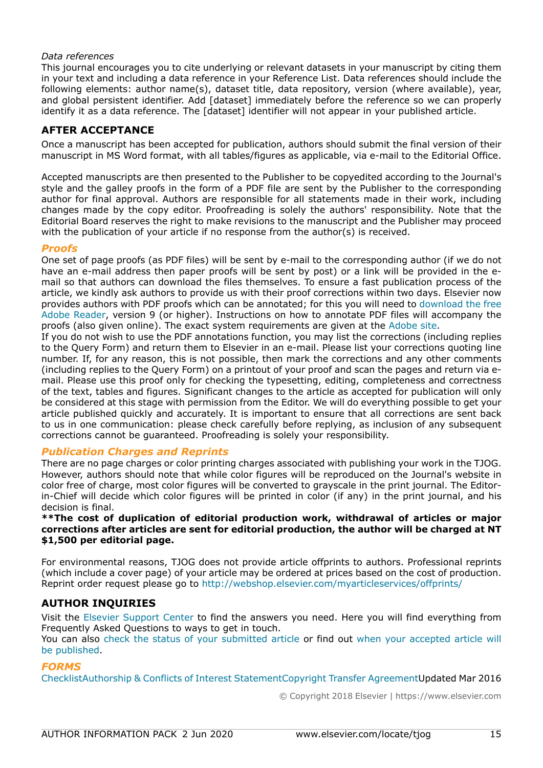*Data references*

This journal encourages you to cite underlying or relevant datasets in your manuscript by citing them in your text and including a data reference in your Reference List. Data references should include the following elements: author name(s), dataset title, data repository, version (where available), year, and global persistent identifier. Add [dataset] immediately before the reference so we can properly identify it as a data reference. The [dataset] identifier will not appear in your published article.

## AFTER ACCEPTANCE

Once a manuscript has been accepted for publication, authors should submit the final version of their manuscript in MS Word format, with all tables/figures as applicable, via e-mail to the Editorial Office.

Accepted manuscripts are then presented to the Publisher to be copyedited according to the Journal's style and the galley proofs in the form of a PDF file are sent by the Publisher to the corresponding author for final approval. Authors are responsible for all statements made in their work, including changes made by the copy editor. Proofreading is solely the authors' responsibility. Note that the Editorial Board reserves the right to make revisions to the manuscript and the Publisher may proceed with the publication of your article if no response from the author(s) is received.

### *Proofs*

One set of page proofs (as PDF files) will be sent by e-mail to the corresponding author (if we do not have an e-mail address then paper proofs will be sent by post) or a link will be provided in the e-mail so that authors can download the files themselves. To ensure a fast publication process of the article, we kindly ask authors to provide us with their proof corrections within two days. Elsevier now provides authors with PDF proofs which can be annotated; for this you will need to download the free Adobe Reader, version 9 (or higher). Instructions on how to annotate PDF files will accompany the proofs (also given online). The exact system requirements are given at the Adobe site.

If you do not wish to use the PDF annotations function, you may list the corrections (including replies to the Query Form) and return them to Elsevier in an e-mail. Please list your corrections quoting line number. If, for any reason, this is not possible, then mark the corrections and any other comments (including replies to the Query Form) on a printout of your proof and scan the pages and return via e-mail. Please use this proof only for checking the typesetting, editing, completeness and correctness of the text, tables and figures. Significant changes to the article as accepted for publication will only be considered at this stage with permission from the Editor. We will do everything possible to get your article published quickly and accurately. It is important to ensure that all corrections are sent back to us in one communication: please check carefully before replying, as inclusion of any subsequent corrections cannot be guaranteed. Proofreading is solely your responsibility.

### *Publication Charges and Reprints*

There are no page charges or color printing charges associated with publishing your work in the TJOG. However, authors should note that while color figures will be reproduced on the Journal's website in color free of charge, most color figures will be converted to grayscale in the print journal. The Editor-in-Chief will decide which color figures will be printed in color (if any) in the print journal, and his decision is final.

****The cost of duplication of editorial production work, withdrawal of articles or major corrections after articles are sent for editorial production, the author will be charged at NT $1,500 per editorial page.**

For environmental reasons, TJOG does not provide article offprints to authors. Professional reprints (which include a cover page) of your article may be ordered at prices based on the cost of production. Reprint order request please go to http://webshop.elsevier.com/myarticleservices/offprints/

## AUTHOR INQUIRIES

Visit the Elsevier Support Center to find the answers you need. Here you will find everything from Frequently Asked Questions to ways to get in touch.

You can also check the status of your submitted article or find out when your accepted article will be published.

### *FORMS*

ChecklistAuthorship & Conflicts of Interest StatementCopyright Transfer AgreementUpdated Mar 2016

© Copyright 2018 Elsevier | https://www.elsevier.com